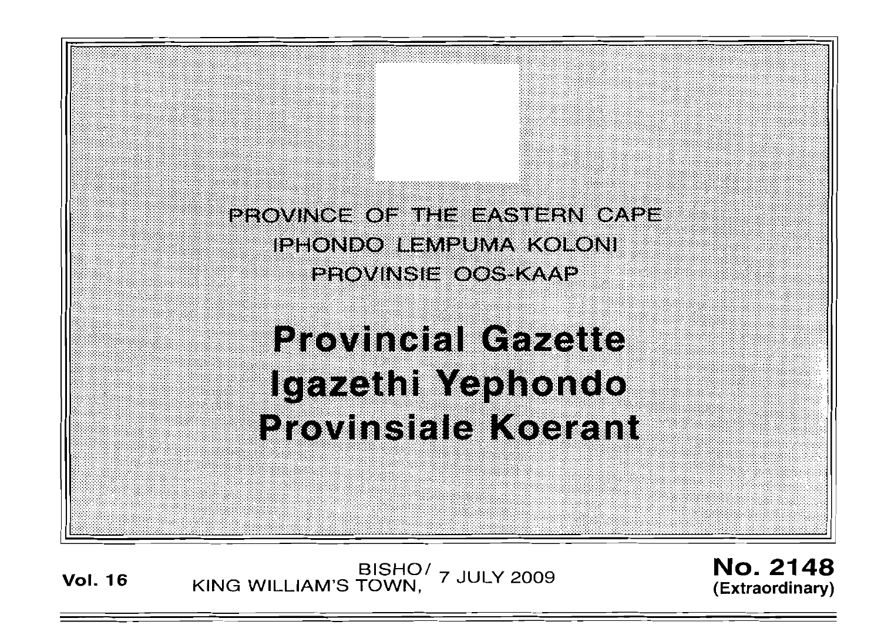PROVINCE OF THE EASTERN CAPE
IPHONDO LEMPUMA KOLONI
PROVINSIE OOS-KAAP

# Provincial Gazette
# Igazethi Yephondo
# Provinsiale Koerant

**Vol. 16** BISHO/ KING WILLIAM'S TOWN, 7 JULY 2009 **No. 2148** **(Extraordinary)**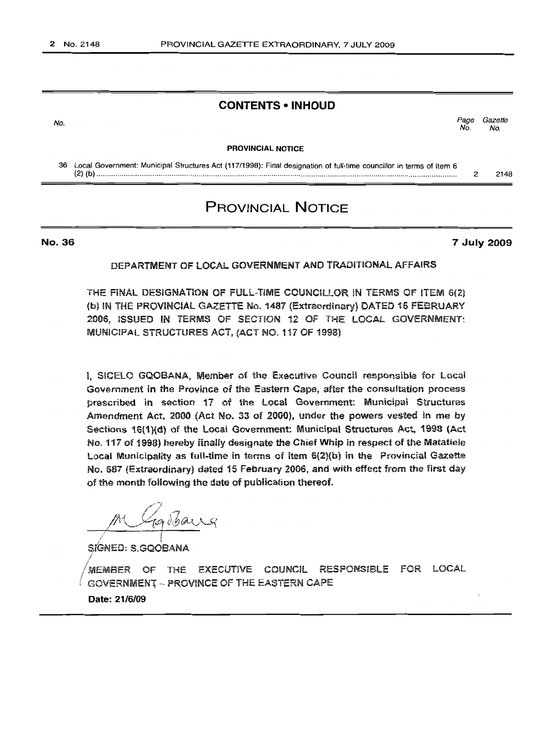## CONTENTS • INHOUD

| No. | | Page No. | Gazette No. |
|---|---|---|---|
| | **PROVINCIAL NOTICE** | | |
| 36 | Local Government: Municipal Structures Act (117/1998): Final designation of full-time councillor in terms of item 6 (2) (b) | 2 | 2148 |

# PROVINCIAL NOTICE

**No. 36** **7 July 2009**

DEPARTMENT OF LOCAL GOVERNMENT AND TRADITIONAL AFFAIRS

THE FINAL DESIGNATION OF FULL-TIME COUNCILLOR IN TERMS OF ITEM 6(2) (b) IN THE PROVINCIAL GAZETTE No. 1487 (Extraordinary) DATED 15 FEBRUARY 2006, ISSUED IN TERMS OF SECTION 12 OF THE LOCAL GOVERNMENT: MUNICIPAL STRUCTURES ACT, (ACT NO. 117 OF 1998)

I, SICELO GQOBANA, Member of the Executive Council responsible for Local Government in the Province of the Eastern Cape, after the consultation process prescribed in section 17 of the Local Government: Municipal Structures Amendment Act, 2000 (Act No. 33 of 2000), under the powers vested in me by Sections 16(1)(d) of the Local Government: Municipal Structures Act, 1998 (Act No. 117 of 1998) hereby finally designate the Chief Whip in respect of the Matatiele Local Municipality as full-time in terms of item 6(2)(b) in the Provincial Gazette No. 687 (Extraordinary) dated 15 February 2006, and with effect from the first day of the month following the date of publication thereof.

SIGNED: S.GQOBANA

MEMBER OF THE EXECUTIVE COUNCIL RESPONSIBLE FOR LOCAL GOVERNMENT – PROVINCE OF THE EASTERN CAPE

**Date: 21/6/09**